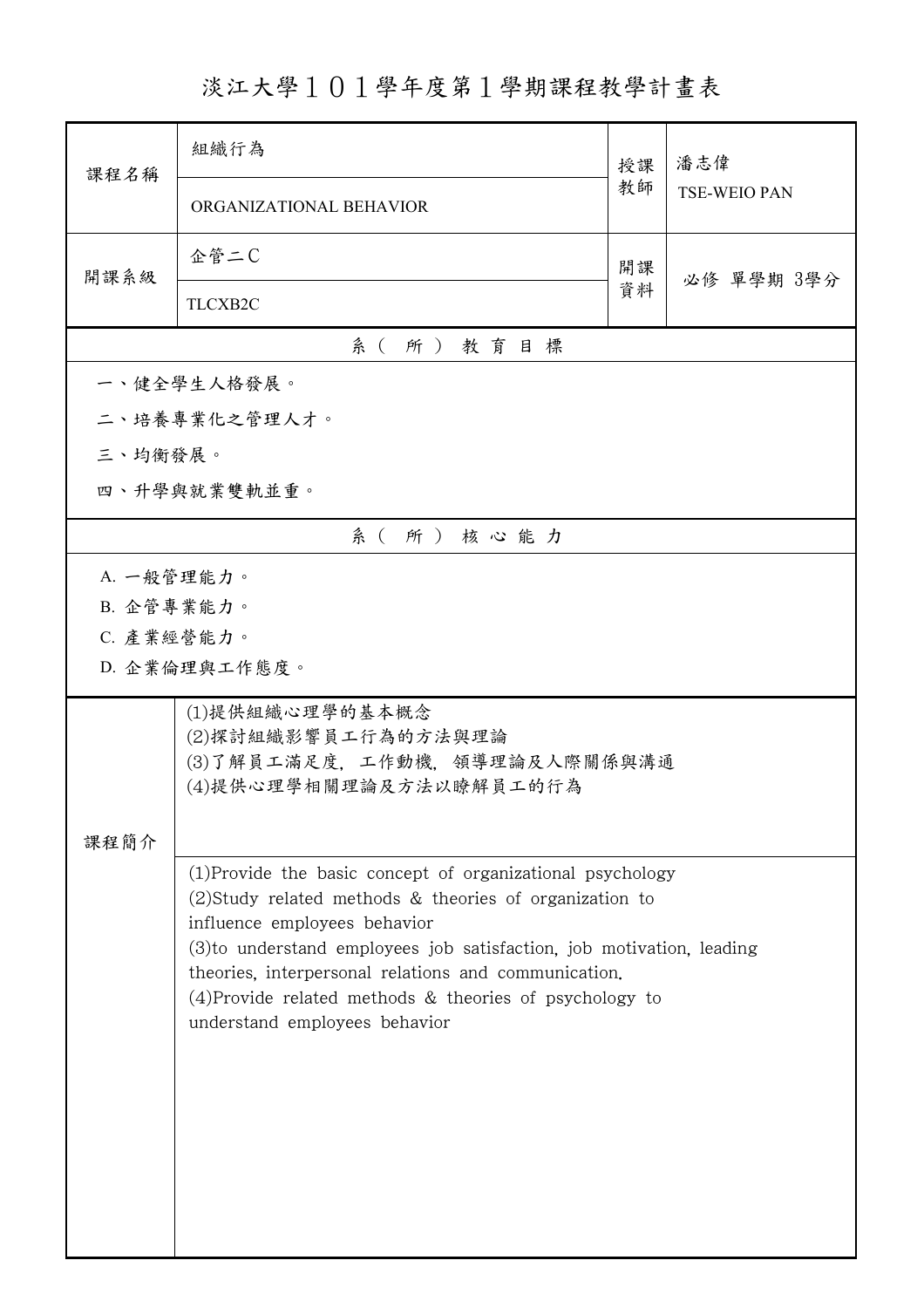# 淡江大學１０１學年度第１學期課程教學計畫表

| 課程名稱 | 組織行為<br>ORGANIZATIONAL BEHAVIOR | 授課教師 | 潘志偉<br>TSE-WEIO PAN |
| --- | --- | --- | --- |
| 開課系級 | 企管二Ｃ<br>TLCXB2C | 開課資料 | 必修 單學期 3學分 |

## 系（所）教育目標

一、健全學生人格發展。

二、培養專業化之管理人才。

三、均衡發展。

四、升學與就業雙軌並重。

## 系（所）核心能力

A. 一般管理能力。

B. 企管專業能力。

C. 產業經營能力。

D. 企業倫理與工作態度。

## 課程簡介

(1)提供組織心理學的基本概念
(2)探討組織影響員工行為的方法與理論
(3)了解員工滿足度, 工作動機, 領導理論及人際關係與溝通
(4)提供心理學相關理論及方法以瞭解員工的行為

(1)Provide the basic concept of organizational psychology
(2)Study related methods & theories of organization to influence employees behavior
(3)to understand employees job satisfaction, job motivation, leading theories, interpersonal relations and communication.
(4)Provide related methods & theories of psychology to understand employees behavior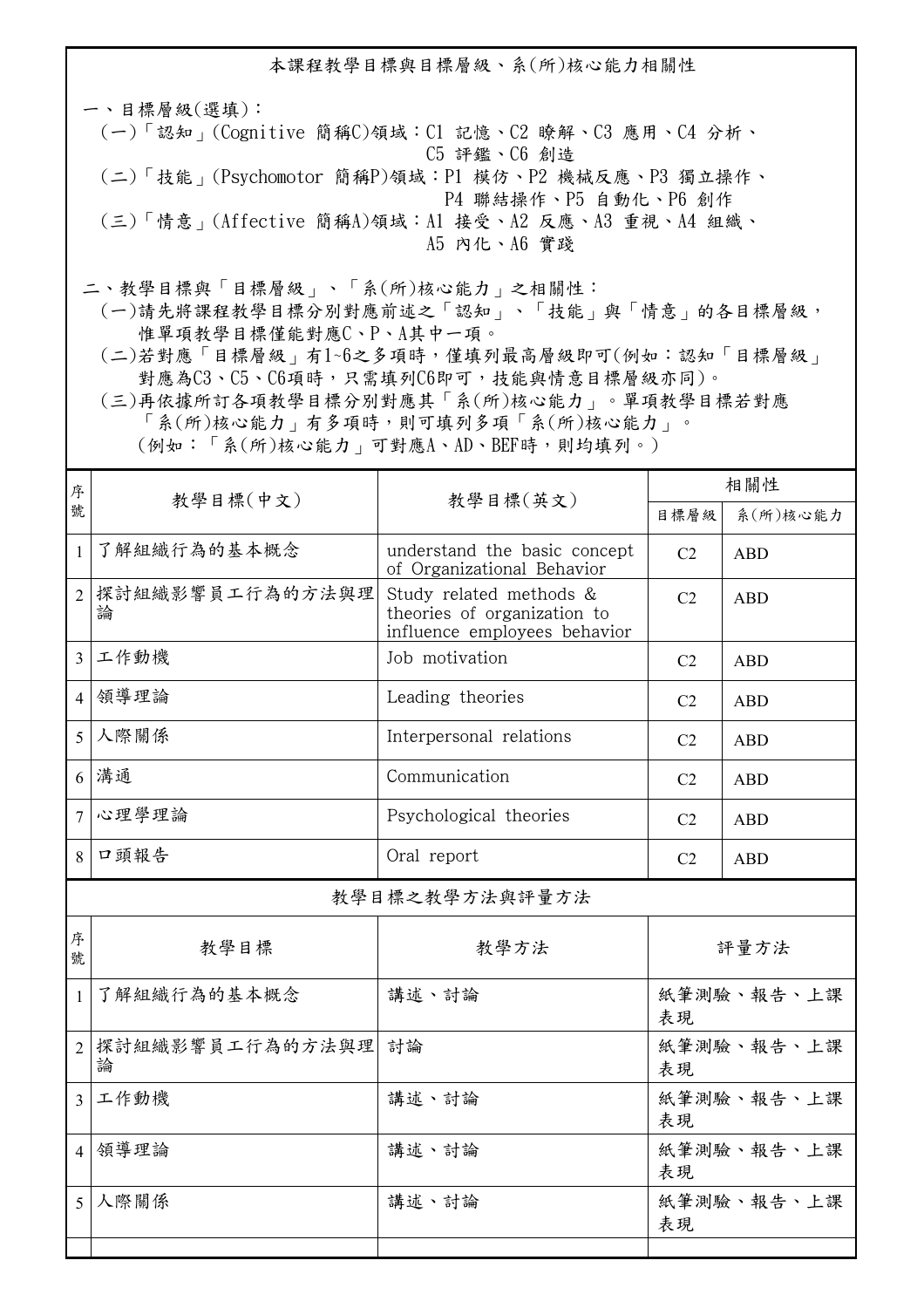本課程教學目標與目標層級、系(所)核心能力相關性

一、目標層級(選填)：
(一)「認知」(Cognitive 簡稱C)領域：C1 記憶、C2 瞭解、C3 應用、C4 分析、C5 評鑑、C6 創造
(二)「技能」(Psychomotor 簡稱P)領域：P1 模仿、P2 機械反應、P3 獨立操作、P4 聯結操作、P5 自動化、P6 創作
(三)「情意」(Affective 簡稱A)領域：A1 接受、A2 反應、A3 重視、A4 組織、A5 內化、A6 實踐

二、教學目標與「目標層級」、「系(所)核心能力」之相關性：
(一)請先將課程教學目標分別對應前述之「認知」、「技能」與「情意」的各目標層級，惟單項教學目標僅能對應C、P、A其中一項。
(二)若對應「目標層級」有1~6之多項時，僅填列最高層級即可(例如：認知「目標層級」對應為C3、C5、C6項時，只需填列C6即可，技能與情意目標層級亦同)。
(三)再依據所訂各項教學目標分別對應其「系(所)核心能力」。單項教學目標若對應「系(所)核心能力」有多項時，則可填列多項「系(所)核心能力」。(例如：「系(所)核心能力」可對應A、AD、BEF時，則均填列。)

| 序號 | 教學目標(中文) | 教學目標(英文) | 相關性 | |
|---|---|---|---|---|
| | | | 目標層級 | 系(所)核心能力 |
| 1 | 了解組織行為的基本概念 | understand the basic concept of Organizational Behavior | C2 | ABD |
| 2 | 探討組織影響員工行為的方法與理論 | Study related methods & theories of organization to influence employees behavior | C2 | ABD |
| 3 | 工作動機 | Job motivation | C2 | ABD |
| 4 | 領導理論 | Leading theories | C2 | ABD |
| 5 | 人際關係 | Interpersonal relations | C2 | ABD |
| 6 | 溝通 | Communication | C2 | ABD |
| 7 | 心理學理論 | Psychological theories | C2 | ABD |
| 8 | 口頭報告 | Oral report | C2 | ABD |

教學目標之教學方法與評量方法

| 序號 | 教學目標 | 教學方法 | 評量方法 |
|---|---|---|---|
| 1 | 了解組織行為的基本概念 | 講述、討論 | 紙筆測驗、報告、上課表現 |
| 2 | 探討組織影響員工行為的方法與理論 | 討論 | 紙筆測驗、報告、上課表現 |
| 3 | 工作動機 | 講述、討論 | 紙筆測驗、報告、上課表現 |
| 4 | 領導理論 | 講述、討論 | 紙筆測驗、報告、上課表現 |
| 5 | 人際關係 | 講述、討論 | 紙筆測驗、報告、上課表現 |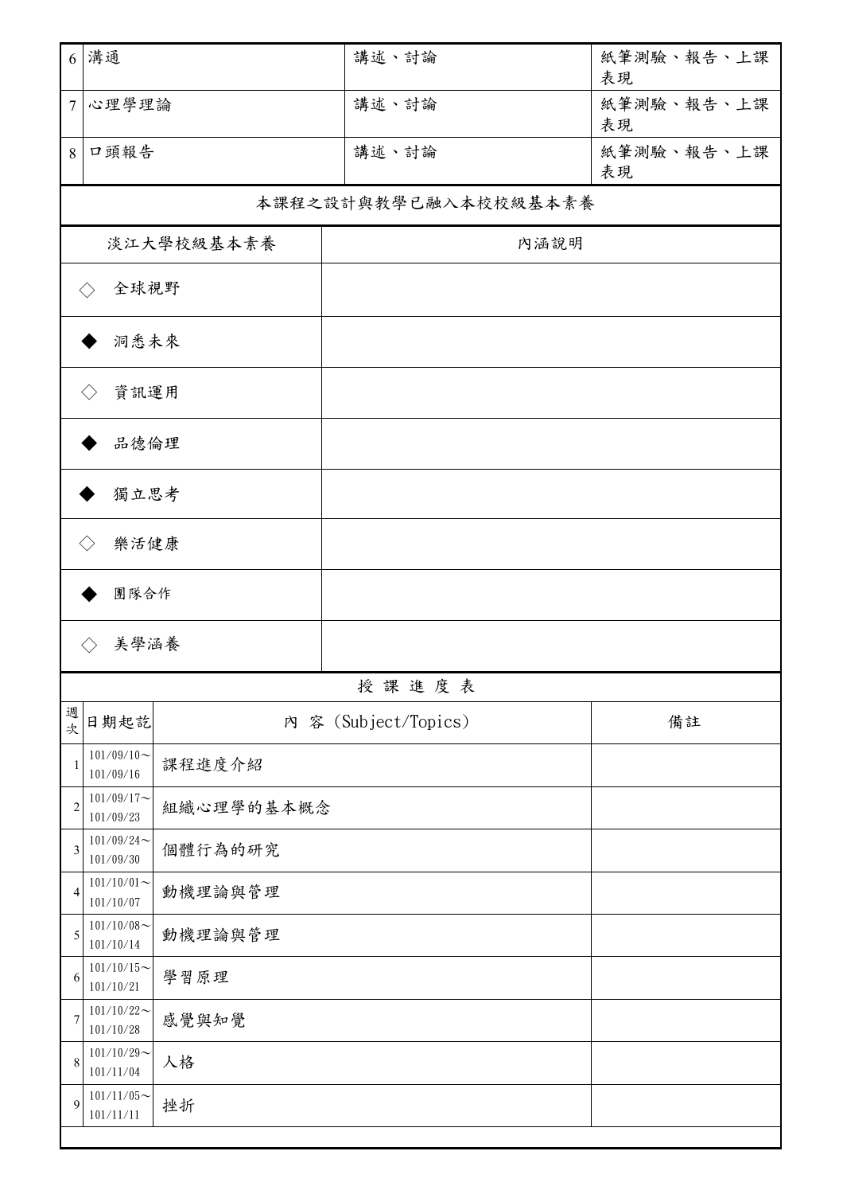| | | | |
|---|---|---|---|
| 6 | 溝通 | 講述、討論 | 紙筆測驗、報告、上課表現 |
| 7 | 心理學理論 | 講述、討論 | 紙筆測驗、報告、上課表現 |
| 8 | 口頭報告 | 講述、討論 | 紙筆測驗、報告、上課表現 |

本課程之設計與教學已融入本校校級基本素養

| 淡江大學校級基本素養 | 內涵說明 |
|---|---|
| ◇ 全球視野 | |
| ◆ 洞悉未來 | |
| ◇ 資訊運用 | |
| ◆ 品德倫理 | |
| ◆ 獨立思考 | |
| ◇ 樂活健康 | |
| ◆ 團隊合作 | |
| ◇ 美學涵養 | |

授 課 進 度 表

| 週次 | 日期起訖 | 內 容 (Subject/Topics) | 備註 |
|---|---|---|---|
| 1 | 101/09/10～101/09/16 | 課程進度介紹 | |
| 2 | 101/09/17～101/09/23 | 組織心理學的基本概念 | |
| 3 | 101/09/24～101/09/30 | 個體行為的研究 | |
| 4 | 101/10/01～101/10/07 | 動機理論與管理 | |
| 5 | 101/10/08～101/10/14 | 動機理論與管理 | |
| 6 | 101/10/15～101/10/21 | 學習原理 | |
| 7 | 101/10/22～101/10/28 | 感覺與知覺 | |
| 8 | 101/10/29～101/11/04 | 人格 | |
| 9 | 101/11/05～101/11/11 | 挫折 | |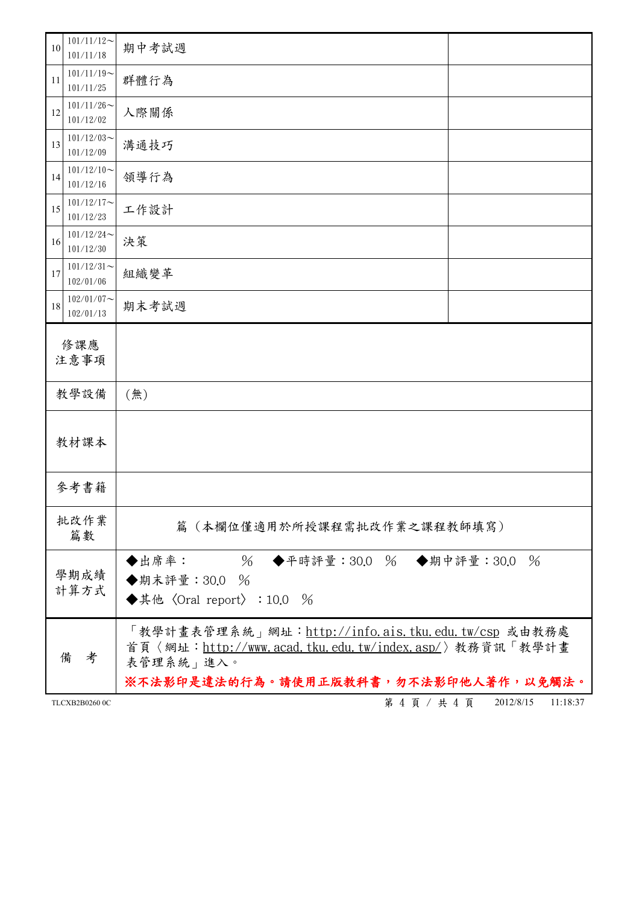| | | | |
|---|---|---|---|
| 10 | 101/11/12～101/11/18 | 期中考試週 | |
| 11 | 101/11/19～101/11/25 | 群體行為 | |
| 12 | 101/11/26～101/12/02 | 人際關係 | |
| 13 | 101/12/03～101/12/09 | 溝通技巧 | |
| 14 | 101/12/10～101/12/16 | 領導行為 | |
| 15 | 101/12/17～101/12/23 | 工作設計 | |
| 16 | 101/12/24～101/12/30 | 決策 | |
| 17 | 101/12/31～102/01/06 | 組織變革 | |
| 18 | 102/01/07～102/01/13 | 期末考試週 | |

| | |
|---|---|
| 修課應注意事項 | |
| 教學設備 | (無) |
| 教材課本 | |
| 參考書籍 | |
| 批改作業篇數 | 篇（本欄位僅適用於所授課程需批改作業之課程教師填寫） |
| 學期成績計算方式 | ◆出席率：　　% ◆平時評量：30.0 % ◆期中評量：30.0 %<br>◆期末評量：30.0 %<br>◆其他〈Oral report〉：10.0 % |
| 備　考 | 「教學計畫表管理系統」網址：http://info.ais.tku.edu.tw/csp 或由教務處首頁〈網址：http://www.acad.tku.edu.tw/index.asp/〉教務資訊「教學計畫表管理系統」進入。<br>**※不法影印是違法的行為。請使用正版教科書，勿不法影印他人著作，以免觸法。** |

TLCXB2B0260 0C　　2012/8/15　11:18:37